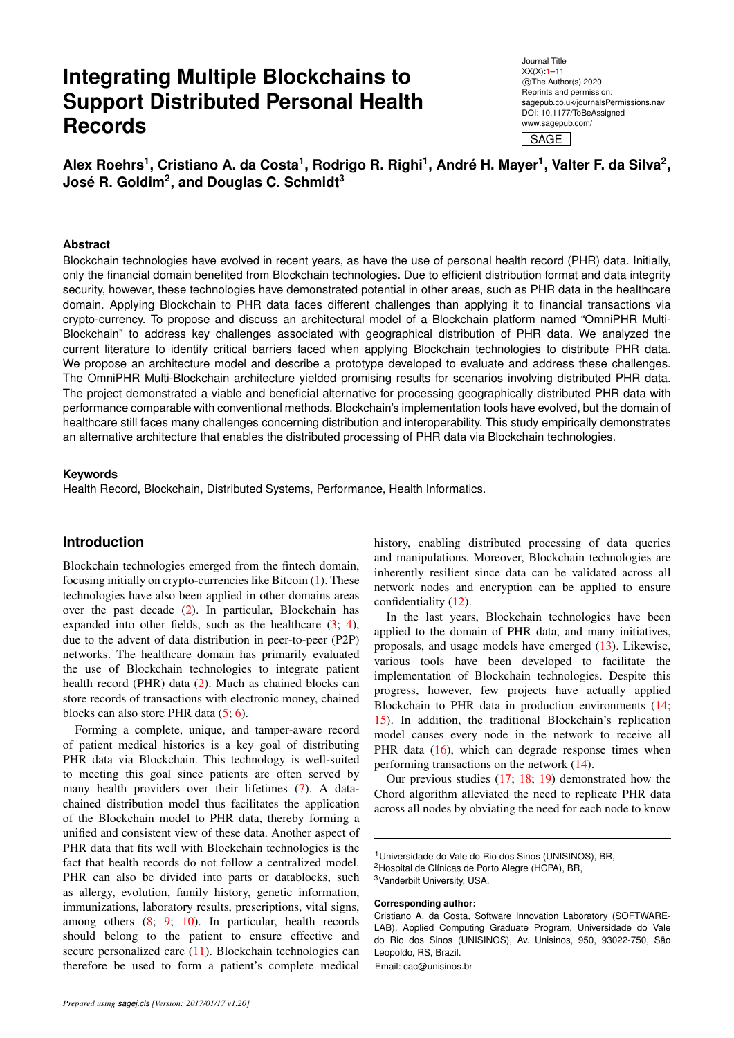# Integrating Multiple Blockchains to Support Distributed Personal Health Records

**Alex Roehrs[1], Cristiano A. da Costa[1], Rodrigo R. Righi[1], André H. Mayer[1], Valter F. da Silva[2], José R. Goldim[2], and Douglas C. Schmidt[3]**

### Abstract

Blockchain technologies have evolved in recent years, as have the use of personal health record (PHR) data. Initially, only the financial domain benefited from Blockchain technologies. Due to efficient distribution format and data integrity security, however, these technologies have demonstrated potential in other areas, such as PHR data in the healthcare domain. Applying Blockchain to PHR data faces different challenges than applying it to financial transactions via crypto-currency. To propose and discuss an architectural model of a Blockchain platform named "OmniPHR Multi-Blockchain" to address key challenges associated with geographical distribution of PHR data. We analyzed the current literature to identify critical barriers faced when applying Blockchain technologies to distribute PHR data. We propose an architecture model and describe a prototype developed to evaluate and address these challenges. The OmniPHR Multi-Blockchain architecture yielded promising results for scenarios involving distributed PHR data. The project demonstrated a viable and beneficial alternative for processing geographically distributed PHR data with performance comparable with conventional methods. Blockchain's implementation tools have evolved, but the domain of healthcare still faces many challenges concerning distribution and interoperability. This study empirically demonstrates an alternative architecture that enables the distributed processing of PHR data via Blockchain technologies.

### Keywords

Health Record, Blockchain, Distributed Systems, Performance, Health Informatics.

## Introduction

Blockchain technologies emerged from the fintech domain, focusing initially on crypto-currencies like Bitcoin (1). These technologies have also been applied in other domains areas over the past decade (2). In particular, Blockchain has expanded into other fields, such as the healthcare (3; 4), due to the advent of data distribution in peer-to-peer (P2P) networks. The healthcare domain has primarily evaluated the use of Blockchain technologies to integrate patient health record (PHR) data (2). Much as chained blocks can store records of transactions with electronic money, chained blocks can also store PHR data (5; 6).

Forming a complete, unique, and tamper-aware record of patient medical histories is a key goal of distributing PHR data via Blockchain. This technology is well-suited to meeting this goal since patients are often served by many health providers over their lifetimes (7). A data-chained distribution model thus facilitates the application of the Blockchain model to PHR data, thereby forming a unified and consistent view of these data. Another aspect of PHR data that fits well with Blockchain technologies is the fact that health records do not follow a centralized model. PHR can also be divided into parts or datablocks, such as allergy, evolution, family history, genetic information, immunizations, laboratory results, prescriptions, vital signs, among others (8; 9; 10). In particular, health records should belong to the patient to ensure effective and secure personalized care (11). Blockchain technologies can therefore be used to form a patient's complete medical history, enabling distributed processing of data queries and manipulations. Moreover, Blockchain technologies are inherently resilient since data can be validated across all network nodes and encryption can be applied to ensure confidentiality (12).

In the last years, Blockchain technologies have been applied to the domain of PHR data, and many initiatives, proposals, and usage models have emerged (13). Likewise, various tools have been developed to facilitate the implementation of Blockchain technologies. Despite this progress, however, few projects have actually applied Blockchain to PHR data in production environments (14; 15). In addition, the traditional Blockchain's replication model causes every node in the network to receive all PHR data (16), which can degrade response times when performing transactions on the network (14).

Our previous studies (17; 18; 19) demonstrated how the Chord algorithm alleviated the need to replicate PHR data across all nodes by obviating the need for each node to know

---

[1]Universidade do Vale do Rio dos Sinos (UNISINOS), BR,
[2]Hospital de Clínicas de Porto Alegre (HCPA), BR,
[3]Vanderbilt University, USA.

**Corresponding author:**
Cristiano A. da Costa, Software Innovation Laboratory (SOFTWARELAB), Applied Computing Graduate Program, Universidade do Vale do Rio dos Sinos (UNISINOS), Av. Unisinos, 950, 93022-750, São Leopoldo, RS, Brazil.
Email: cac@unisinos.br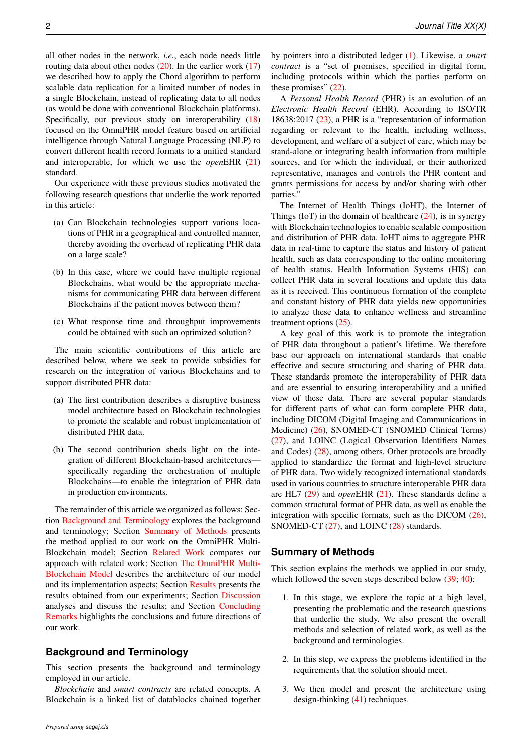all other nodes in the network, *i.e.*, each node needs little routing data about other nodes (20). In the earlier work (17) we described how to apply the Chord algorithm to perform scalable data replication for a limited number of nodes in a single Blockchain, instead of replicating data to all nodes (as would be done with conventional Blockchain platforms). Specifically, our previous study on interoperability (18) focused on the OmniPHR model feature based on artificial intelligence through Natural Language Processing (NLP) to convert different health record formats to a unified standard and interoperable, for which we use the *open*EHR (21) standard.

Our experience with these previous studies motivated the following research questions that underlie the work reported in this article:

(a) Can Blockchain technologies support various locations of PHR in a geographical and controlled manner, thereby avoiding the overhead of replicating PHR data on a large scale?

(b) In this case, where we could have multiple regional Blockchains, what would be the appropriate mechanisms for communicating PHR data between different Blockchains if the patient moves between them?

(c) What response time and throughput improvements could be obtained with such an optimized solution?

The main scientific contributions of this article are described below, where we seek to provide subsidies for research on the integration of various Blockchains and to support distributed PHR data:

(a) The first contribution describes a disruptive business model architecture based on Blockchain technologies to promote the scalable and robust implementation of distributed PHR data.

(b) The second contribution sheds light on the integration of different Blockchain-based architectures—specifically regarding the orchestration of multiple Blockchains—to enable the integration of PHR data in production environments.

The remainder of this article we organized as follows: Section Background and Terminology explores the background and terminology; Section Summary of Methods presents the method applied to our work on the OmniPHR Multi-Blockchain model; Section Related Work compares our approach with related work; Section The OmniPHR Multi-Blockchain Model describes the architecture of our model and its implementation aspects; Section Results presents the results obtained from our experiments; Section Discussion analyses and discuss the results; and Section Concluding Remarks highlights the conclusions and future directions of our work.

## Background and Terminology

This section presents the background and terminology employed in our article.

*Blockchain* and *smart contracts* are related concepts. A Blockchain is a linked list of datablocks chained together by pointers into a distributed ledger (1). Likewise, a *smart contract* is a "set of promises, specified in digital form, including protocols within which the parties perform on these promises" (22).

A *Personal Health Record* (PHR) is an evolution of an *Electronic Health Record* (EHR). According to ISO/TR 18638:2017 (23), a PHR is a "representation of information regarding or relevant to the health, including wellness, development, and welfare of a subject of care, which may be stand-alone or integrating health information from multiple sources, and for which the individual, or their authorized representative, manages and controls the PHR content and grants permissions for access by and/or sharing with other parties."

The Internet of Health Things (IoHT), the Internet of Things (IoT) in the domain of healthcare (24), is in synergy with Blockchain technologies to enable scalable composition and distribution of PHR data. IoHT aims to aggregate PHR data in real-time to capture the status and history of patient health, such as data corresponding to the online monitoring of health status. Health Information Systems (HIS) can collect PHR data in several locations and update this data as it is received. This continuous formation of the complete and constant history of PHR data yields new opportunities to analyze these data to enhance wellness and streamline treatment options (25).

A key goal of this work is to promote the integration of PHR data throughout a patient's lifetime. We therefore base our approach on international standards that enable effective and secure structuring and sharing of PHR data. These standards promote the interoperability of PHR data and are essential to ensuring interoperability and a unified view of these data. There are several popular standards for different parts of what can form complete PHR data, including DICOM (Digital Imaging and Communications in Medicine) (26), SNOMED-CT (SNOMED Clinical Terms) (27), and LOINC (Logical Observation Identifiers Names and Codes) (28), among others. Other protocols are broadly applied to standardize the format and high-level structure of PHR data. Two widely recognized international standards used in various countries to structure interoperable PHR data are HL7 (29) and *open*EHR (21). These standards define a common structural format of PHR data, as well as enable the integration with specific formats, such as the DICOM (26), SNOMED-CT (27), and LOINC (28) standards.

## Summary of Methods

This section explains the methods we applied in our study, which followed the seven steps described below (39; 40):

1. In this stage, we explore the topic at a high level, presenting the problematic and the research questions that underlie the study. We also present the overall methods and selection of related work, as well as the background and terminologies.

2. In this step, we express the problems identified in the requirements that the solution should meet.

3. We then model and present the architecture using design-thinking (41) techniques.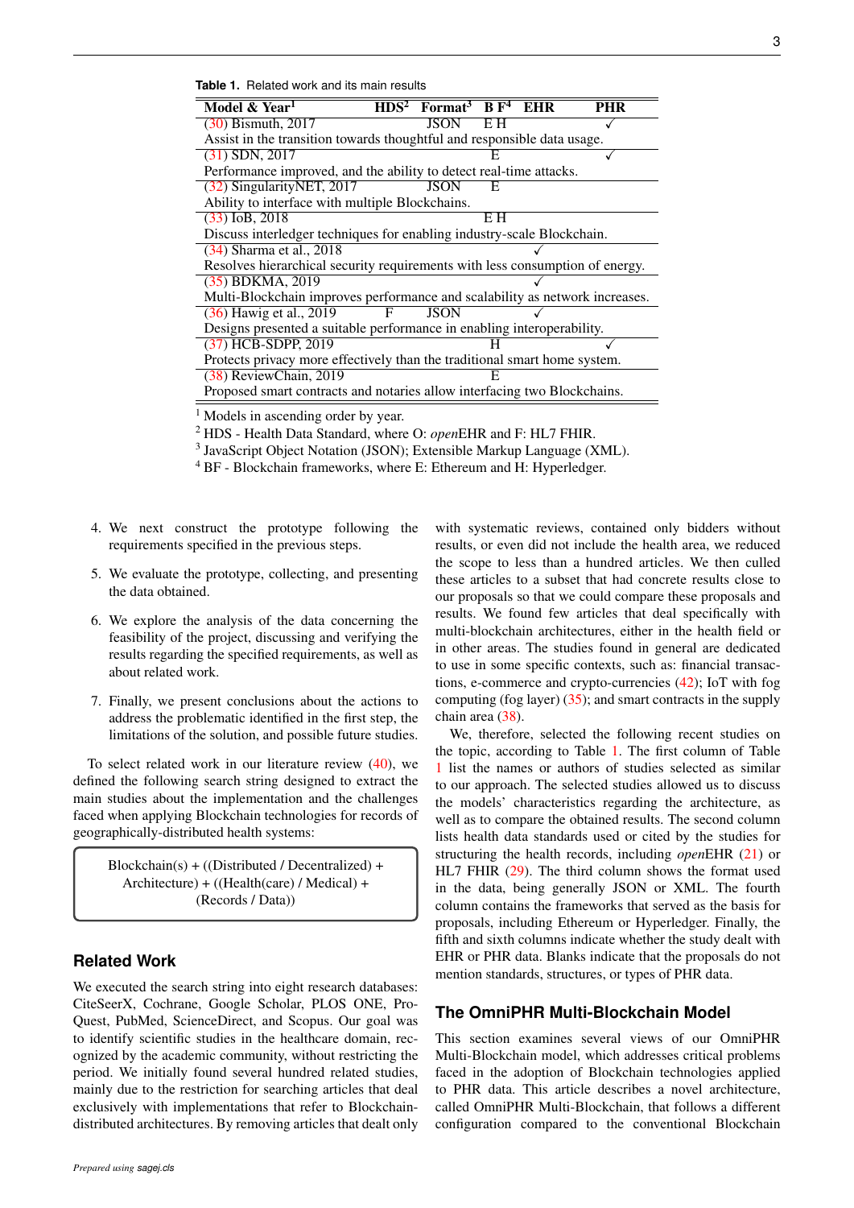**Table 1.** Related work and its main results

| Model & Year[1] | HDS[2] | Format[3] | BF[4] | EHR | PHR |
|---|---|---|---|---|---|
| (30) Bismuth, 2017 | | JSON | E H | | ✓ |
| Assist in the transition towards thoughtful and responsible data usage. | | | | | |
| (31) SDN, 2017 | | | E | | ✓ |
| Performance improved, and the ability to detect real-time attacks. | | | | | |
| (32) SingularityNET, 2017 | | JSON | E | | |
| Ability to interface with multiple Blockchains. | | | | | |
| (33) IoB, 2018 | | | E H | | |
| Discuss interledger techniques for enabling industry-scale Blockchain. | | | | | |
| (34) Sharma et al., 2018 | | | | ✓ | |
| Resolves hierarchical security requirements with less consumption of energy. | | | | | |
| (35) BDKMA, 2019 | | | | ✓ | |
| Multi-Blockchain improves performance and scalability as network increases. | | | | | |
| (36) Hawig et al., 2019 | F | JSON | | ✓ | |
| Designs presented a suitable performance in enabling interoperability. | | | | | |
| (37) HCB-SDPP, 2019 | | | H | | ✓ |
| Protects privacy more effectively than the traditional smart home system. | | | | | |
| (38) ReviewChain, 2019 | | | E | | |
| Proposed smart contracts and notaries allow interfacing two Blockchains. | | | | | |

[1] Models in ascending order by year.
[2] HDS - Health Data Standard, where O: *open*EHR and F: HL7 FHIR.
[3] JavaScript Object Notation (JSON); Extensible Markup Language (XML).
[4] BF - Blockchain frameworks, where E: Ethereum and H: Hyperledger.

4. We next construct the prototype following the requirements specified in the previous steps.

5. We evaluate the prototype, collecting, and presenting the data obtained.

6. We explore the analysis of the data concerning the feasibility of the project, discussing and verifying the results regarding the specified requirements, as well as about related work.

7. Finally, we present conclusions about the actions to address the problematic identified in the first step, the limitations of the solution, and possible future studies.

To select related work in our literature review (40), we defined the following search string designed to extract the main studies about the implementation and the challenges faced when applying Blockchain technologies for records of geographically-distributed health systems:

> Blockchain(s) + ((Distributed / Decentralized) + Architecture) + ((Health(care) / Medical) + (Records / Data))

## Related Work

We executed the search string into eight research databases: CiteSeerX, Cochrane, Google Scholar, PLOS ONE, ProQuest, PubMed, ScienceDirect, and Scopus. Our goal was to identify scientific studies in the healthcare domain, recognized by the academic community, without restricting the period. We initially found several hundred related studies, mainly due to the restriction for searching articles that deal exclusively with implementations that refer to Blockchain-distributed architectures. By removing articles that dealt only with systematic reviews, contained only bidders without results, or even did not include the health area, we reduced the scope to less than a hundred articles. We then culled these articles to a subset that had concrete results close to our proposals so that we could compare these proposals and results. We found few articles that deal specifically with multi-blockchain architectures, either in the health field or in other areas. The studies found in general are dedicated to use in some specific contexts, such as: financial transactions, e-commerce and crypto-currencies (42); IoT with fog computing (fog layer) (35); and smart contracts in the supply chain area (38).

We, therefore, selected the following recent studies on the topic, according to Table 1. The first column of Table 1 list the names or authors of studies selected as similar to our approach. The selected studies allowed us to discuss the models' characteristics regarding the architecture, as well as to compare the obtained results. The second column lists health data standards used or cited by the studies for structuring the health records, including *open*EHR (21) or HL7 FHIR (29). The third column shows the format used in the data, being generally JSON or XML. The fourth column contains the frameworks that served as the basis for proposals, including Ethereum or Hyperledger. Finally, the fifth and sixth columns indicate whether the study dealt with EHR or PHR data. Blanks indicate that the proposals do not mention standards, structures, or types of PHR data.

## The OmniPHR Multi-Blockchain Model

This section examines several views of our OmniPHR Multi-Blockchain model, which addresses critical problems faced in the adoption of Blockchain technologies applied to PHR data. This article describes a novel architecture, called OmniPHR Multi-Blockchain, that follows a different configuration compared to the conventional Blockchain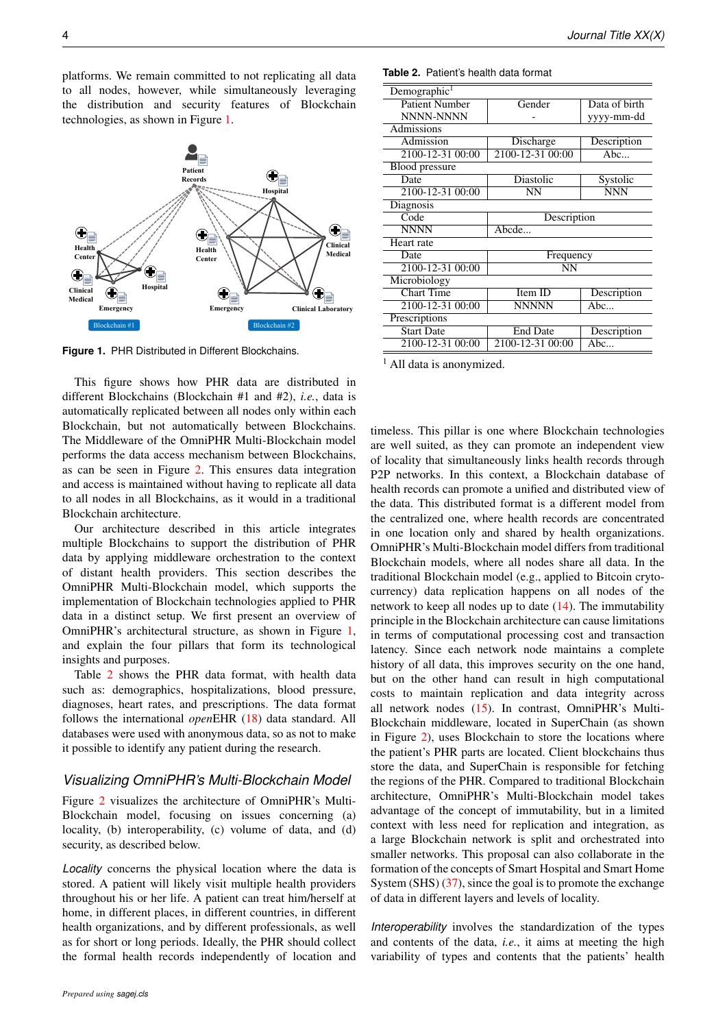platforms. We remain committed to not replicating all data to all nodes, however, while simultaneously leveraging the distribution and security features of Blockchain technologies, as shown in Figure 1.

**Figure 1.** PHR Distributed in Different Blockchains.

This figure shows how PHR data are distributed in different Blockchains (Blockchain #1 and #2), *i.e.*, data is automatically replicated between all nodes only within each Blockchain, but not automatically between Blockchains. The Middleware of the OmniPHR Multi-Blockchain model performs the data access mechanism between Blockchains, as can be seen in Figure 2. This ensures data integration and access is maintained without having to replicate all data to all nodes in all Blockchains, as it would in a traditional Blockchain architecture.

Our architecture described in this article integrates multiple Blockchains to support the distribution of PHR data by applying middleware orchestration to the context of distant health providers. This section describes the OmniPHR Multi-Blockchain model, which supports the implementation of Blockchain technologies applied to PHR data in a distinct setup. We first present an overview of OmniPHR's architectural structure, as shown in Figure 1, and explain the four pillars that form its technological insights and purposes.

Table 2 shows the PHR data format, with health data such as: demographics, hospitalizations, blood pressure, diagnoses, heart rates, and prescriptions. The data format follows the international *open*EHR (18) data standard. All databases were used with anonymous data, so as not to make it possible to identify any patient during the research.

**Table 2.** Patient's health data format

| Demographic[1] | | |
|---|---|---|
| Patient Number | Gender | Data of birth |
| NNNN-NNNN | - | yyyy-mm-dd |
| **Admissions** | | |
| Admission | Discharge | Description |
| 2100-12-31 00:00 | 2100-12-31 00:00 | Abc... |
| **Blood pressure** | | |
| Date | Diastolic | Systolic |
| 2100-12-31 00:00 | NN | NNN |
| **Diagnosis** | | |
| Code | Description | |
| NNNN | Abcde... | |
| **Heart rate** | | |
| Date | Frequency | |
| 2100-12-31 00:00 | NN | |
| **Microbiology** | | |
| Chart Time | Item ID | Description |
| 2100-12-31 00:00 | NNNNN | Abc... |
| **Prescriptions** | | |
| Start Date | End Date | Description |
| 2100-12-31 00:00 | 2100-12-31 00:00 | Abc... |

[1] All data is anonymized.

## *Visualizing OmniPHR's Multi-Blockchain Model*

Figure 2 visualizes the architecture of OmniPHR's Multi-Blockchain model, focusing on issues concerning (a) locality, (b) interoperability, (c) volume of data, and (d) security, as described below.

*Locality* concerns the physical location where the data is stored. A patient will likely visit multiple health providers throughout his or her life. A patient can treat him/herself at home, in different places, in different countries, in different health organizations, and by different professionals, as well as for short or long periods. Ideally, the PHR should collect the formal health records independently of location and timeless. This pillar is one where Blockchain technologies are well suited, as they can promote an independent view of locality that simultaneously links health records through P2P networks. In this context, a Blockchain database of health records can promote a unified and distributed view of the data. This distributed format is a different model from the centralized one, where health records are concentrated in one location only and shared by health organizations. OmniPHR's Multi-Blockchain model differs from traditional Blockchain models, where all nodes share all data. In the traditional Blockchain model (e.g., applied to Bitcoin cryto-currency) data replication happens on all nodes of the network to keep all nodes up to date (14). The immutability principle in the Blockchain architecture can cause limitations in terms of computational processing cost and transaction latency. Since each network node maintains a complete history of all data, this improves security on the one hand, but on the other hand can result in high computational costs to maintain replication and data integrity across all network nodes (15). In contrast, OmniPHR's Multi-Blockchain middleware, located in SuperChain (as shown in Figure 2), uses Blockchain to store the locations where the patient's PHR parts are located. Client blockchains thus store the data, and SuperChain is responsible for fetching the regions of the PHR. Compared to traditional Blockchain architecture, OmniPHR's Multi-Blockchain model takes advantage of the concept of immutability, but in a limited context with less need for replication and integration, as a large Blockchain network is split and orchestrated into smaller networks. This proposal can also collaborate in the formation of the concepts of Smart Hospital and Smart Home System (SHS) (37), since the goal is to promote the exchange of data in different layers and levels of locality.

*Interoperability* involves the standardization of the types and contents of the data, *i.e.*, it aims at meeting the high variability of types and contents that the patients' health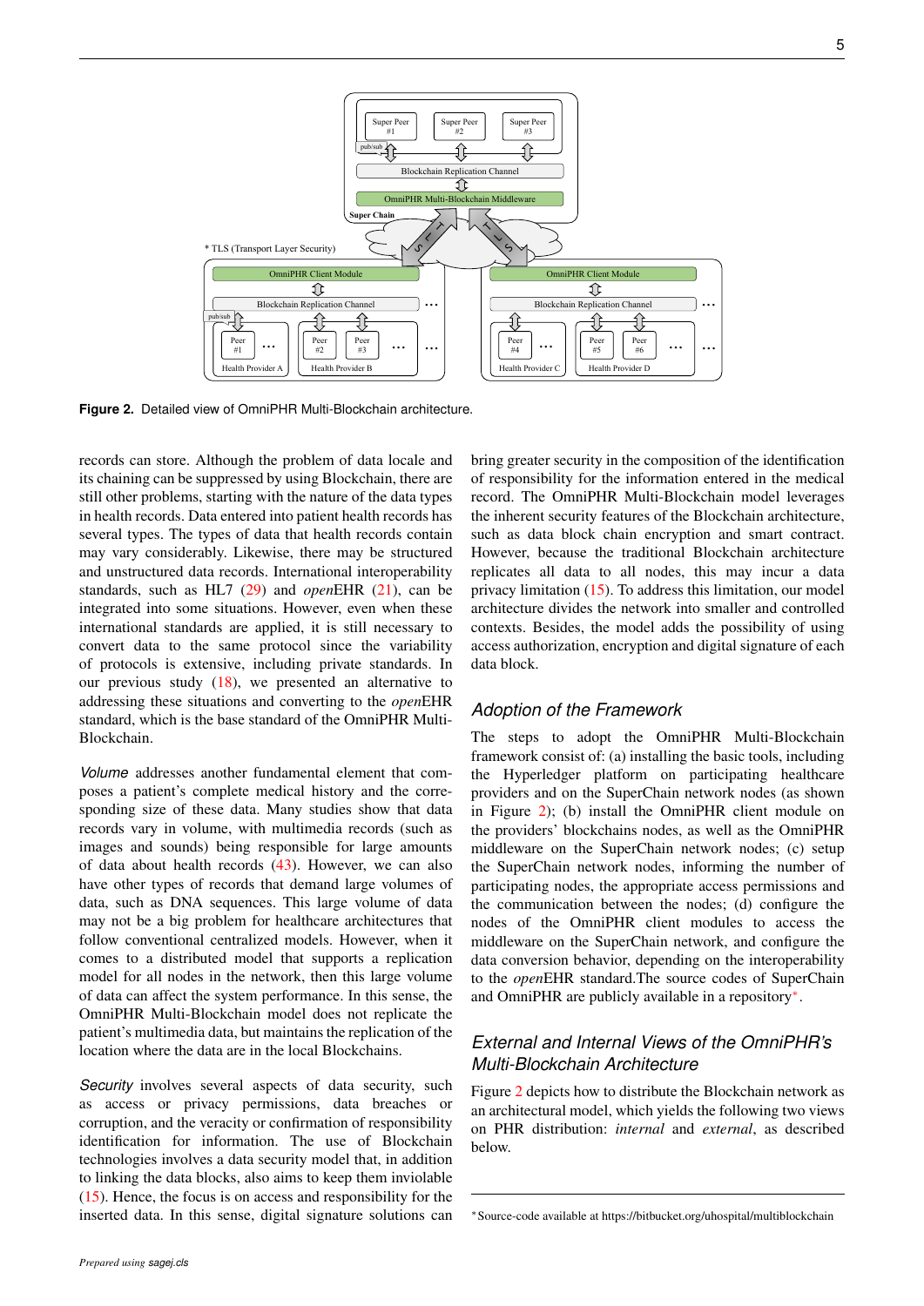**Figure 2.** Detailed view of OmniPHR Multi-Blockchain architecture.

records can store. Although the problem of data locale and its chaining can be suppressed by using Blockchain, there are still other problems, starting with the nature of the data types in health records. Data entered into patient health records has several types. The types of data that health records contain may vary considerably. Likewise, there may be structured and unstructured data records. International interoperability standards, such as HL7 (29) and *open*EHR (21), can be integrated into some situations. However, even when these international standards are applied, it is still necessary to convert data to the same protocol since the variability of protocols is extensive, including private standards. In our previous study (18), we presented an alternative to addressing these situations and converting to the *open*EHR standard, which is the base standard of the OmniPHR Multi-Blockchain.

*Volume* addresses another fundamental element that composes a patient's complete medical history and the corresponding size of these data. Many studies show that data records vary in volume, with multimedia records (such as images and sounds) being responsible for large amounts of data about health records (43). However, we can also have other types of records that demand large volumes of data, such as DNA sequences. This large volume of data may not be a big problem for healthcare architectures that follow conventional centralized models. However, when it comes to a distributed model that supports a replication model for all nodes in the network, then this large volume of data can affect the system performance. In this sense, the OmniPHR Multi-Blockchain model does not replicate the patient's multimedia data, but maintains the replication of the location where the data are in the local Blockchains.

*Security* involves several aspects of data security, such as access or privacy permissions, data breaches or corruption, and the veracity or confirmation of responsibility identification for information. The use of Blockchain technologies involves a data security model that, in addition to linking the data blocks, also aims to keep them inviolable (15). Hence, the focus is on access and responsibility for the inserted data. In this sense, digital signature solutions can bring greater security in the composition of the identification of responsibility for the information entered in the medical record. The OmniPHR Multi-Blockchain model leverages the inherent security features of the Blockchain architecture, such as data block chain encryption and smart contract. However, because the traditional Blockchain architecture replicates all data to all nodes, this may incur a data privacy limitation (15). To address this limitation, our model architecture divides the network into smaller and controlled contexts. Besides, the model adds the possibility of using access authorization, encryption and digital signature of each data block.

## Adoption of the Framework

The steps to adopt the OmniPHR Multi-Blockchain framework consist of: (a) installing the basic tools, including the Hyperledger platform on participating healthcare providers and on the SuperChain network nodes (as shown in Figure 2); (b) install the OmniPHR client module on the providers' blockchains nodes, as well as the OmniPHR middleware on the SuperChain network nodes; (c) setup the SuperChain network nodes, informing the number of participating nodes, the appropriate access permissions and the communication between the nodes; (d) configure the nodes of the OmniPHR client modules to access the middleware on the SuperChain network, and configure the data conversion behavior, depending on the interoperability to the *open*EHR standard.The source codes of SuperChain and OmniPHR are publicly available in a repository*.

## External and Internal Views of the OmniPHR's Multi-Blockchain Architecture

Figure 2 depicts how to distribute the Blockchain network as an architectural model, which yields the following two views on PHR distribution: *internal* and *external*, as described below.

*Source-code available at https://bitbucket.org/uhospital/multiblockchain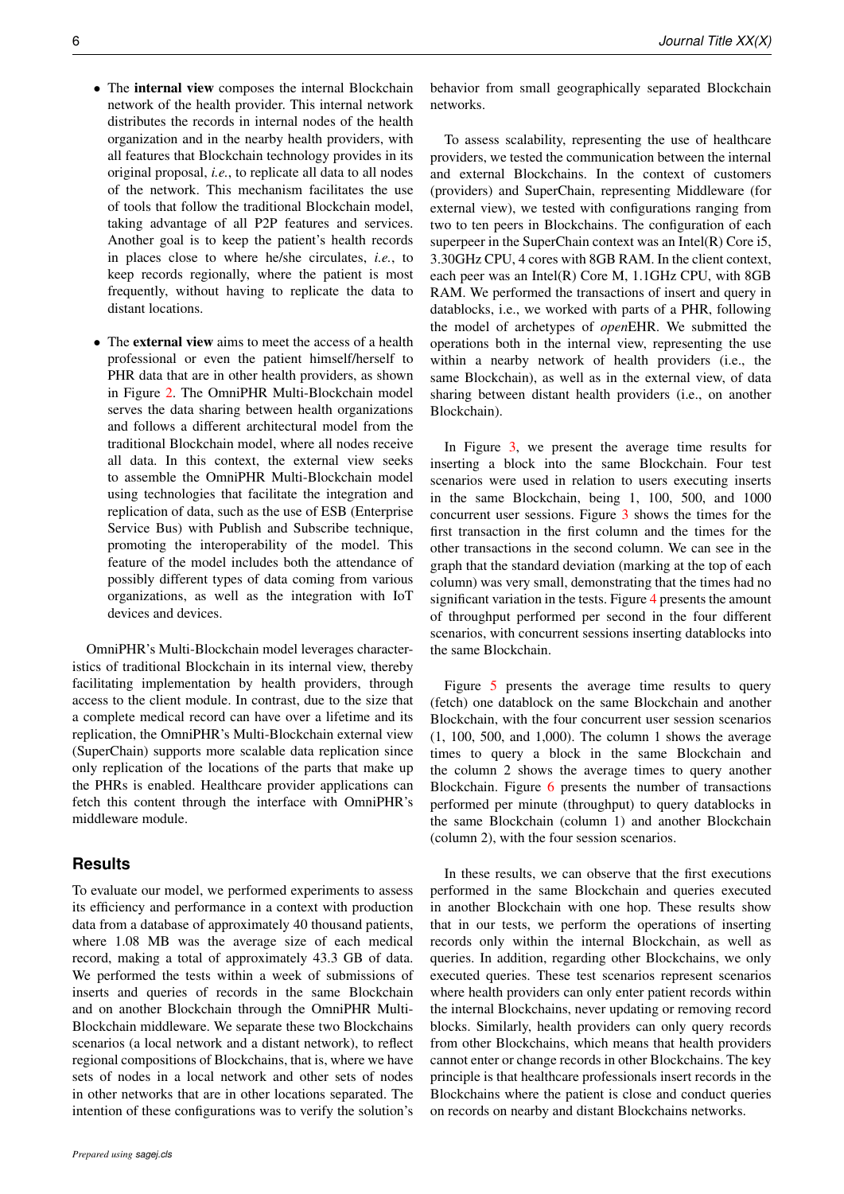- The **internal view** composes the internal Blockchain network of the health provider. This internal network distributes the records in internal nodes of the health organization and in the nearby health providers, with all features that Blockchain technology provides in its original proposal, *i.e.*, to replicate all data to all nodes of the network. This mechanism facilitates the use of tools that follow the traditional Blockchain model, taking advantage of all P2P features and services. Another goal is to keep the patient's health records in places close to where he/she circulates, *i.e.*, to keep records regionally, where the patient is most frequently, without having to replicate the data to distant locations.

- The **external view** aims to meet the access of a health professional or even the patient himself/herself to PHR data that are in other health providers, as shown in Figure 2. The OmniPHR Multi-Blockchain model serves the data sharing between health organizations and follows a different architectural model from the traditional Blockchain model, where all nodes receive all data. In this context, the external view seeks to assemble the OmniPHR Multi-Blockchain model using technologies that facilitate the integration and replication of data, such as the use of ESB (Enterprise Service Bus) with Publish and Subscribe technique, promoting the interoperability of the model. This feature of the model includes both the attendance of possibly different types of data coming from various organizations, as well as the integration with IoT devices and devices.

OmniPHR's Multi-Blockchain model leverages characteristics of traditional Blockchain in its internal view, thereby facilitating implementation by health providers, through access to the client module. In contrast, due to the size that a complete medical record can have over a lifetime and its replication, the OmniPHR's Multi-Blockchain external view (SuperChain) supports more scalable data replication since only replication of the locations of the parts that make up the PHRs is enabled. Healthcare provider applications can fetch this content through the interface with OmniPHR's middleware module.

## Results

To evaluate our model, we performed experiments to assess its efficiency and performance in a context with production data from a database of approximately 40 thousand patients, where 1.08 MB was the average size of each medical record, making a total of approximately 43.3 GB of data. We performed the tests within a week of submissions of inserts and queries of records in the same Blockchain and on another Blockchain through the OmniPHR Multi-Blockchain middleware. We separate these two Blockchains scenarios (a local network and a distant network), to reflect regional compositions of Blockchains, that is, where we have sets of nodes in a local network and other sets of nodes in other networks that are in other locations separated. The intention of these configurations was to verify the solution's behavior from small geographically separated Blockchain networks.

To assess scalability, representing the use of healthcare providers, we tested the communication between the internal and external Blockchains. In the context of customers (providers) and SuperChain, representing Middleware (for external view), we tested with configurations ranging from two to ten peers in Blockchains. The configuration of each superpeer in the SuperChain context was an Intel(R) Core i5, 3.30GHz CPU, 4 cores with 8GB RAM. In the client context, each peer was an Intel(R) Core M, 1.1GHz CPU, with 8GB RAM. We performed the transactions of insert and query in datablocks, i.e., we worked with parts of a PHR, following the model of archetypes of *open*EHR. We submitted the operations both in the internal view, representing the use within a nearby network of health providers (i.e., the same Blockchain), as well as in the external view, of data sharing between distant health providers (i.e., on another Blockchain).

In Figure 3, we present the average time results for inserting a block into the same Blockchain. Four test scenarios were used in relation to users executing inserts in the same Blockchain, being 1, 100, 500, and 1000 concurrent user sessions. Figure 3 shows the times for the first transaction in the first column and the times for the other transactions in the second column. We can see in the graph that the standard deviation (marking at the top of each column) was very small, demonstrating that the times had no significant variation in the tests. Figure 4 presents the amount of throughput performed per second in the four different scenarios, with concurrent sessions inserting datablocks into the same Blockchain.

Figure 5 presents the average time results to query (fetch) one datablock on the same Blockchain and another Blockchain, with the four concurrent user session scenarios (1, 100, 500, and 1,000). The column 1 shows the average times to query a block in the same Blockchain and the column 2 shows the average times to query another Blockchain. Figure 6 presents the number of transactions performed per minute (throughput) to query datablocks in the same Blockchain (column 1) and another Blockchain (column 2), with the four session scenarios.

In these results, we can observe that the first executions performed in the same Blockchain and queries executed in another Blockchain with one hop. These results show that in our tests, we perform the operations of inserting records only within the internal Blockchain, as well as queries. In addition, regarding other Blockchains, we only executed queries. These test scenarios represent scenarios where health providers can only enter patient records within the internal Blockchains, never updating or removing record blocks. Similarly, health providers can only query records from other Blockchains, which means that health providers cannot enter or change records in other Blockchains. The key principle is that healthcare professionals insert records in the Blockchains where the patient is close and conduct queries on records on nearby and distant Blockchains networks.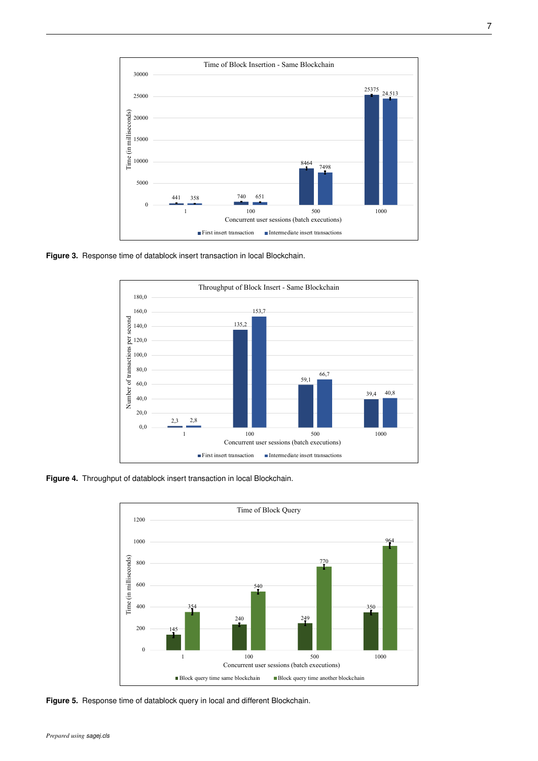Figure 3. Response time of datablock insert transaction in local Blockchain.

Figure 4. Throughput of datablock insert transaction in local Blockchain.

Figure 5. Response time of datablock query in local and different Blockchain.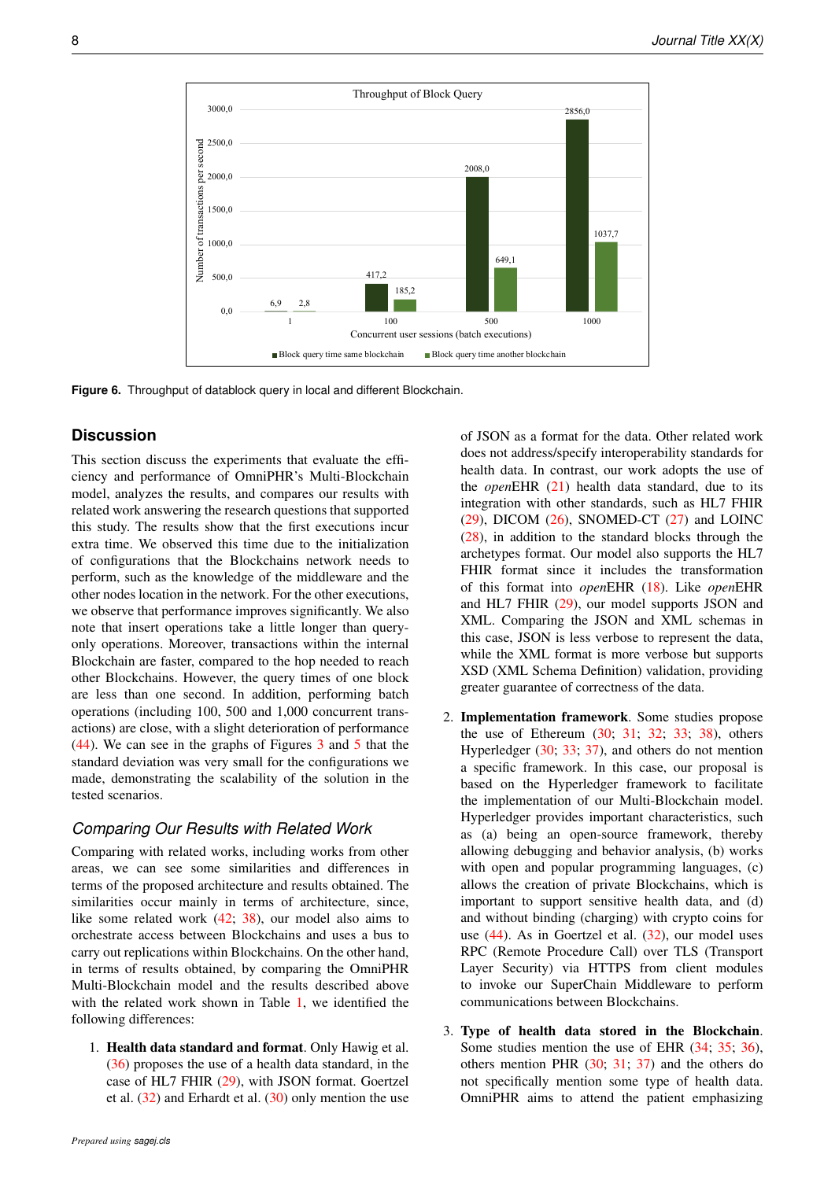**Figure 6.** Throughput of datablock query in local and different Blockchain.

## Discussion

This section discuss the experiments that evaluate the efficiency and performance of OmniPHR's Multi-Blockchain model, analyzes the results, and compares our results with related work answering the research questions that supported this study. The results show that the first executions incur extra time. We observed this time due to the initialization of configurations that the Blockchains network needs to perform, such as the knowledge of the middleware and the other nodes location in the network. For the other executions, we observe that performance improves significantly. We also note that insert operations take a little longer than query-only operations. Moreover, transactions within the internal Blockchain are faster, compared to the hop needed to reach other Blockchains. However, the query times of one block are less than one second. In addition, performing batch operations (including 100, 500 and 1,000 concurrent transactions) are close, with a slight deterioration of performance (44). We can see in the graphs of Figures 3 and 5 that the standard deviation was very small for the configurations we made, demonstrating the scalability of the solution in the tested scenarios.

### *Comparing Our Results with Related Work*

Comparing with related works, including works from other areas, we can see some similarities and differences in terms of the proposed architecture and results obtained. The similarities occur mainly in terms of architecture, since, like some related work (42; 38), our model also aims to orchestrate access between Blockchains and uses a bus to carry out replications within Blockchains. On the other hand, in terms of results obtained, by comparing the OmniPHR Multi-Blockchain model and the results described above with the related work shown in Table 1, we identified the following differences:

1. **Health data standard and format**. Only Hawig et al. (36) proposes the use of a health data standard, in the case of HL7 FHIR (29), with JSON format. Goertzel et al. (32) and Erhardt et al. (30) only mention the use of JSON as a format for the data. Other related work does not address/specify interoperability standards for health data. In contrast, our work adopts the use of the *open*EHR (21) health data standard, due to its integration with other standards, such as HL7 FHIR (29), DICOM (26), SNOMED-CT (27) and LOINC (28), in addition to the standard blocks through the archetypes format. Our model also supports the HL7 FHIR format since it includes the transformation of this format into *open*EHR (18). Like *open*EHR and HL7 FHIR (29), our model supports JSON and XML. Comparing the JSON and XML schemas in this case, JSON is less verbose to represent the data, while the XML format is more verbose but supports XSD (XML Schema Definition) validation, providing greater guarantee of correctness of the data.

2. **Implementation framework**. Some studies propose the use of Ethereum (30; 31; 32; 33; 38), others Hyperledger (30; 33; 37), and others do not mention a specific framework. In this case, our proposal is based on the Hyperledger framework to facilitate the implementation of our Multi-Blockchain model. Hyperledger provides important characteristics, such as (a) being an open-source framework, thereby allowing debugging and behavior analysis, (b) works with open and popular programming languages, (c) allows the creation of private Blockchains, which is important to support sensitive health data, and (d) and without binding (charging) with crypto coins for use (44). As in Goertzel et al. (32), our model uses RPC (Remote Procedure Call) over TLS (Transport Layer Security) via HTTPS from client modules to invoke our SuperChain Middleware to perform communications between Blockchains.

3. **Type of health data stored in the Blockchain**. Some studies mention the use of EHR (34; 35; 36), others mention PHR (30; 31; 37) and the others do not specifically mention some type of health data. OmniPHR aims to attend the patient emphasizing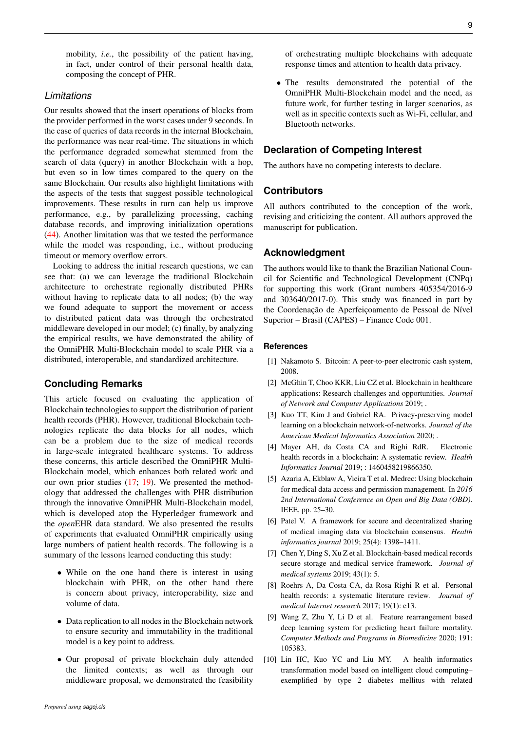mobility, *i.e.*, the possibility of the patient having, in fact, under control of their personal health data, composing the concept of PHR.

### Limitations

Our results showed that the insert operations of blocks from the provider performed in the worst cases under 9 seconds. In the case of queries of data records in the internal Blockchain, the performance was near real-time. The situations in which the performance degraded somewhat stemmed from the search of data (query) in another Blockchain with a hop, but even so in low times compared to the query on the same Blockchain. Our results also highlight limitations with the aspects of the tests that suggest possible technological improvements. These results in turn can help us improve performance, e.g., by parallelizing processing, caching database records, and improving initialization operations (44). Another limitation was that we tested the performance while the model was responding, i.e., without producing timeout or memory overflow errors.

Looking to address the initial research questions, we can see that: (a) we can leverage the traditional Blockchain architecture to orchestrate regionally distributed PHRs without having to replicate data to all nodes; (b) the way we found adequate to support the movement or access to distributed patient data was through the orchestrated middleware developed in our model; (c) finally, by analyzing the empirical results, we have demonstrated the ability of the OmniPHR Multi-Blockchain model to scale PHR via a distributed, interoperable, and standardized architecture.

## Concluding Remarks

This article focused on evaluating the application of Blockchain technologies to support the distribution of patient health records (PHR). However, traditional Blockchain technologies replicate the data blocks for all nodes, which can be a problem due to the size of medical records in large-scale integrated healthcare systems. To address these concerns, this article described the OmniPHR Multi-Blockchain model, which enhances both related work and our own prior studies (17; 19). We presented the methodology that addressed the challenges with PHR distribution through the innovative OmniPHR Multi-Blockchain model, which is developed atop the Hyperledger framework and the *open*EHR data standard. We also presented the results of experiments that evaluated OmniPHR empirically using large numbers of patient health records. The following is a summary of the lessons learned conducting this study:

- While on the one hand there is interest in using blockchain with PHR, on the other hand there is concern about privacy, interoperability, size and volume of data.
- Data replication to all nodes in the Blockchain network to ensure security and immutability in the traditional model is a key point to address.
- Our proposal of private blockchain duly attended the limited contexts; as well as through our middleware proposal, we demonstrated the feasibility of orchestrating multiple blockchains with adequate response times and attention to health data privacy.
- The results demonstrated the potential of the OmniPHR Multi-Blockchain model and the need, as future work, for further testing in larger scenarios, as well as in specific contexts such as Wi-Fi, cellular, and Bluetooth networks.

## Declaration of Competing Interest

The authors have no competing interests to declare.

## Contributors

All authors contributed to the conception of the work, revising and criticizing the content. All authors approved the manuscript for publication.

## Acknowledgment

The authors would like to thank the Brazilian National Council for Scientific and Technological Development (CNPq) for supporting this work (Grant numbers 405354/2016-9 and 303640/2017-0). This study was financed in part by the Coordenação de Aperfeiçoamento de Pessoal de Nível Superior – Brasil (CAPES) – Finance Code 001.

### References

[1] Nakamoto S. Bitcoin: A peer-to-peer electronic cash system, 2008.

[2] McGhin T, Choo KKR, Liu CZ et al. Blockchain in healthcare applications: Research challenges and opportunities. *Journal of Network and Computer Applications* 2019; .

[3] Kuo TT, Kim J and Gabriel RA. Privacy-preserving model learning on a blockchain network-of-networks. *Journal of the American Medical Informatics Association* 2020; .

[4] Mayer AH, da Costa CA and Righi RdR. Electronic health records in a blockchain: A systematic review. *Health Informatics Journal* 2019; : 1460458219866350.

[5] Azaria A, Ekblaw A, Vieira T et al. Medrec: Using blockchain for medical data access and permission management. In *2016 2nd International Conference on Open and Big Data (OBD)*. IEEE, pp. 25–30.

[6] Patel V. A framework for secure and decentralized sharing of medical imaging data via blockchain consensus. *Health informatics journal* 2019; 25(4): 1398–1411.

[7] Chen Y, Ding S, Xu Z et al. Blockchain-based medical records secure storage and medical service framework. *Journal of medical systems* 2019; 43(1): 5.

[8] Roehrs A, Da Costa CA, da Rosa Righi R et al. Personal health records: a systematic literature review. *Journal of medical Internet research* 2017; 19(1): e13.

[9] Wang Z, Zhu Y, Li D et al. Feature rearrangement based deep learning system for predicting heart failure mortality. *Computer Methods and Programs in Biomedicine* 2020; 191: 105383.

[10] Lin HC, Kuo YC and Liu MY. A health informatics transformation model based on intelligent cloud computing–exemplified by type 2 diabetes mellitus with related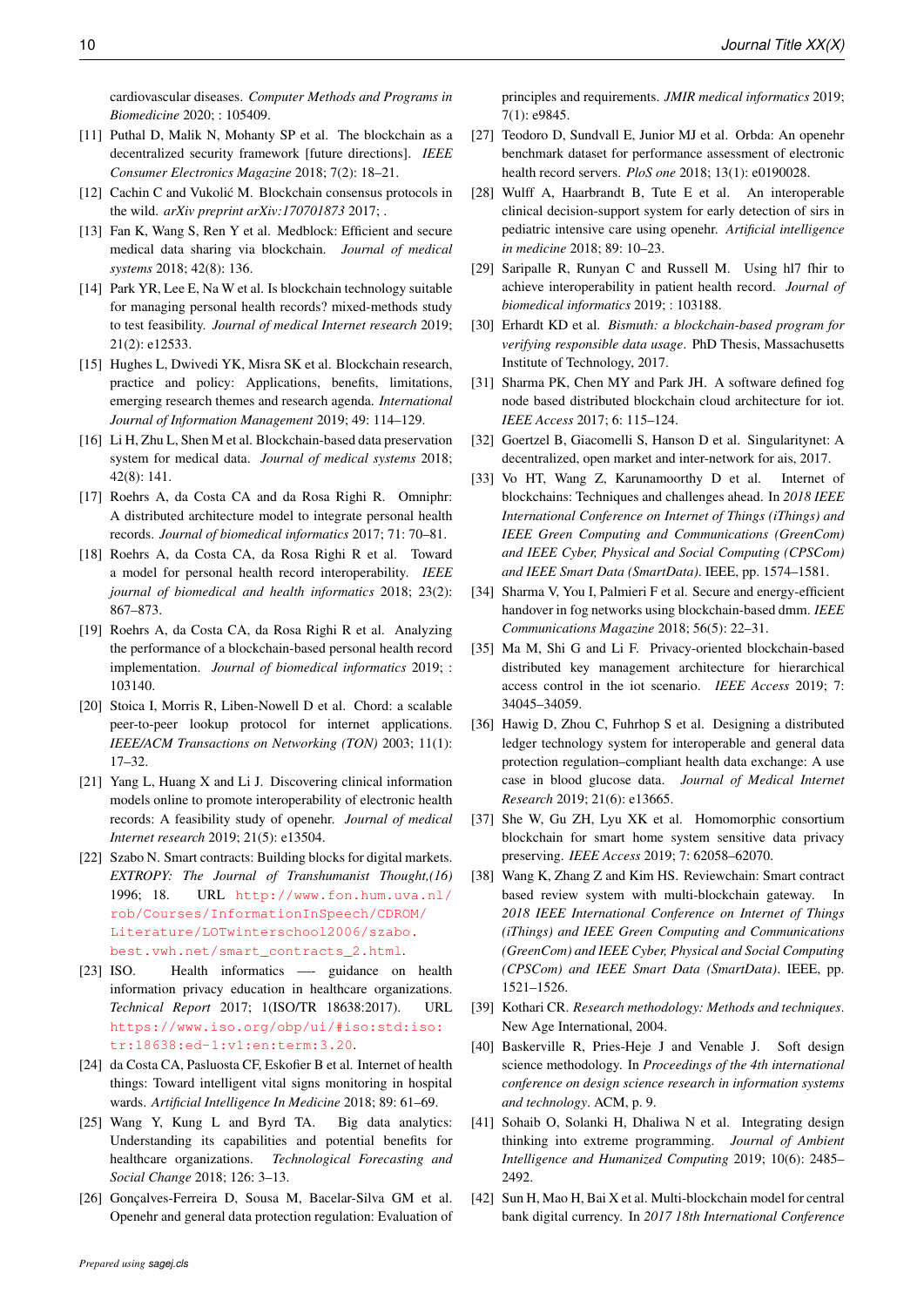cardiovascular diseases. *Computer Methods and Programs in Biomedicine* 2020; : 105409.

[11] Puthal D, Malik N, Mohanty SP et al. The blockchain as a decentralized security framework [future directions]. *IEEE Consumer Electronics Magazine* 2018; 7(2): 18–21.

[12] Cachin C and Vukolić M. Blockchain consensus protocols in the wild. *arXiv preprint arXiv:170701873* 2017; .

[13] Fan K, Wang S, Ren Y et al. Medblock: Efficient and secure medical data sharing via blockchain. *Journal of medical systems* 2018; 42(8): 136.

[14] Park YR, Lee E, Na W et al. Is blockchain technology suitable for managing personal health records? mixed-methods study to test feasibility. *Journal of medical Internet research* 2019; 21(2): e12533.

[15] Hughes L, Dwivedi YK, Misra SK et al. Blockchain research, practice and policy: Applications, benefits, limitations, emerging research themes and research agenda. *International Journal of Information Management* 2019; 49: 114–129.

[16] Li H, Zhu L, Shen M et al. Blockchain-based data preservation system for medical data. *Journal of medical systems* 2018; 42(8): 141.

[17] Roehrs A, da Costa CA and da Rosa Righi R. Omniphr: A distributed architecture model to integrate personal health records. *Journal of biomedical informatics* 2017; 71: 70–81.

[18] Roehrs A, da Costa CA, da Rosa Righi R et al. Toward a model for personal health record interoperability. *IEEE journal of biomedical and health informatics* 2018; 23(2): 867–873.

[19] Roehrs A, da Costa CA, da Rosa Righi R et al. Analyzing the performance of a blockchain-based personal health record implementation. *Journal of biomedical informatics* 2019; : 103140.

[20] Stoica I, Morris R, Liben-Nowell D et al. Chord: a scalable peer-to-peer lookup protocol for internet applications. *IEEE/ACM Transactions on Networking (TON)* 2003; 11(1): 17–32.

[21] Yang L, Huang X and Li J. Discovering clinical information models online to promote interoperability of electronic health records: A feasibility study of openehr. *Journal of medical Internet research* 2019; 21(5): e13504.

[22] Szabo N. Smart contracts: Building blocks for digital markets. *EXTROPY: The Journal of Transhumanist Thought,(16)* 1996; 18. URL http://www.fon.hum.uva.nl/rob/Courses/InformationInSpeech/CDROM/Literature/LOTwinterschool2006/szabo.best.vwh.net/smart_contracts_2.html.

[23] ISO. Health informatics —- guidance on health information privacy education in healthcare organizations. *Technical Report* 2017; 1(ISO/TR 18638:2017). URL https://www.iso.org/obp/ui/#iso:std:iso:tr:18638:ed-1:v1:en:term:3.20.

[24] da Costa CA, Pasluosta CF, Eskofier B et al. Internet of health things: Toward intelligent vital signs monitoring in hospital wards. *Artificial Intelligence In Medicine* 2018; 89: 61–69.

[25] Wang Y, Kung L and Byrd TA. Big data analytics: Understanding its capabilities and potential benefits for healthcare organizations. *Technological Forecasting and Social Change* 2018; 126: 3–13.

[26] Gonçalves-Ferreira D, Sousa M, Bacelar-Silva GM et al. Openehr and general data protection regulation: Evaluation of principles and requirements. *JMIR medical informatics* 2019; 7(1): e9845.

[27] Teodoro D, Sundvall E, Junior MJ et al. Orbda: An openehr benchmark dataset for performance assessment of electronic health record servers. *PloS one* 2018; 13(1): e0190028.

[28] Wulff A, Haarbrandt B, Tute E et al. An interoperable clinical decision-support system for early detection of sirs in pediatric intensive care using openehr. *Artificial intelligence in medicine* 2018; 89: 10–23.

[29] Saripalle R, Runyan C and Russell M. Using hl7 fhir to achieve interoperability in patient health record. *Journal of biomedical informatics* 2019; : 103188.

[30] Erhardt KD et al. *Bismuth: a blockchain-based program for verifying responsible data usage*. PhD Thesis, Massachusetts Institute of Technology, 2017.

[31] Sharma PK, Chen MY and Park JH. A software defined fog node based distributed blockchain cloud architecture for iot. *IEEE Access* 2017; 6: 115–124.

[32] Goertzel B, Giacomelli S, Hanson D et al. Singularitynet: A decentralized, open market and inter-network for ais, 2017.

[33] Vo HT, Wang Z, Karunamoorthy D et al. Internet of blockchains: Techniques and challenges ahead. In *2018 IEEE International Conference on Internet of Things (iThings) and IEEE Green Computing and Communications (GreenCom) and IEEE Cyber, Physical and Social Computing (CPSCom) and IEEE Smart Data (SmartData)*. IEEE, pp. 1574–1581.

[34] Sharma V, You I, Palmieri F et al. Secure and energy-efficient handover in fog networks using blockchain-based dmm. *IEEE Communications Magazine* 2018; 56(5): 22–31.

[35] Ma M, Shi G and Li F. Privacy-oriented blockchain-based distributed key management architecture for hierarchical access control in the iot scenario. *IEEE Access* 2019; 7: 34045–34059.

[36] Hawig D, Zhou C, Fuhrhop S et al. Designing a distributed ledger technology system for interoperable and general data protection regulation–compliant health data exchange: A use case in blood glucose data. *Journal of Medical Internet Research* 2019; 21(6): e13665.

[37] She W, Gu ZH, Lyu XK et al. Homomorphic consortium blockchain for smart home system sensitive data privacy preserving. *IEEE Access* 2019; 7: 62058–62070.

[38] Wang K, Zhang Z and Kim HS. Reviewchain: Smart contract based review system with multi-blockchain gateway. In *2018 IEEE International Conference on Internet of Things (iThings) and IEEE Green Computing and Communications (GreenCom) and IEEE Cyber, Physical and Social Computing (CPSCom) and IEEE Smart Data (SmartData)*. IEEE, pp. 1521–1526.

[39] Kothari CR. *Research methodology: Methods and techniques*. New Age International, 2004.

[40] Baskerville R, Pries-Heje J and Venable J. Soft design science methodology. In *Proceedings of the 4th international conference on design science research in information systems and technology*. ACM, p. 9.

[41] Sohaib O, Solanki H, Dhaliwa N et al. Integrating design thinking into extreme programming. *Journal of Ambient Intelligence and Humanized Computing* 2019; 10(6): 2485–2492.

[42] Sun H, Mao H, Bai X et al. Multi-blockchain model for central bank digital currency. In *2017 18th International Conference*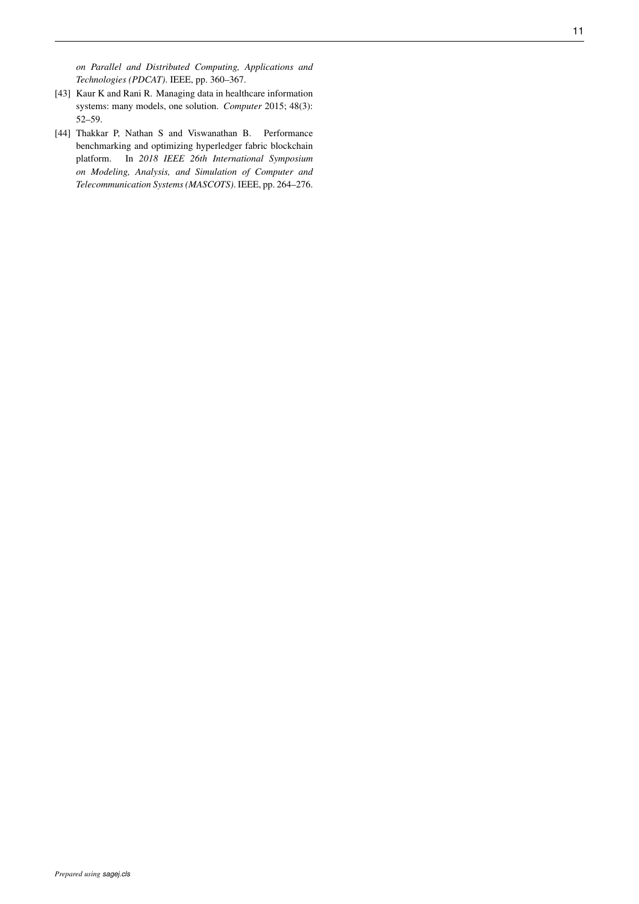*on Parallel and Distributed Computing, Applications and Technologies (PDCAT)*. IEEE, pp. 360–367.

[43] Kaur K and Rani R. Managing data in healthcare information systems: many models, one solution. *Computer* 2015; 48(3): 52–59.

[44] Thakkar P, Nathan S and Viswanathan B. Performance benchmarking and optimizing hyperledger fabric blockchain platform. In *2018 IEEE 26th International Symposium on Modeling, Analysis, and Simulation of Computer and Telecommunication Systems (MASCOTS)*. IEEE, pp. 264–276.